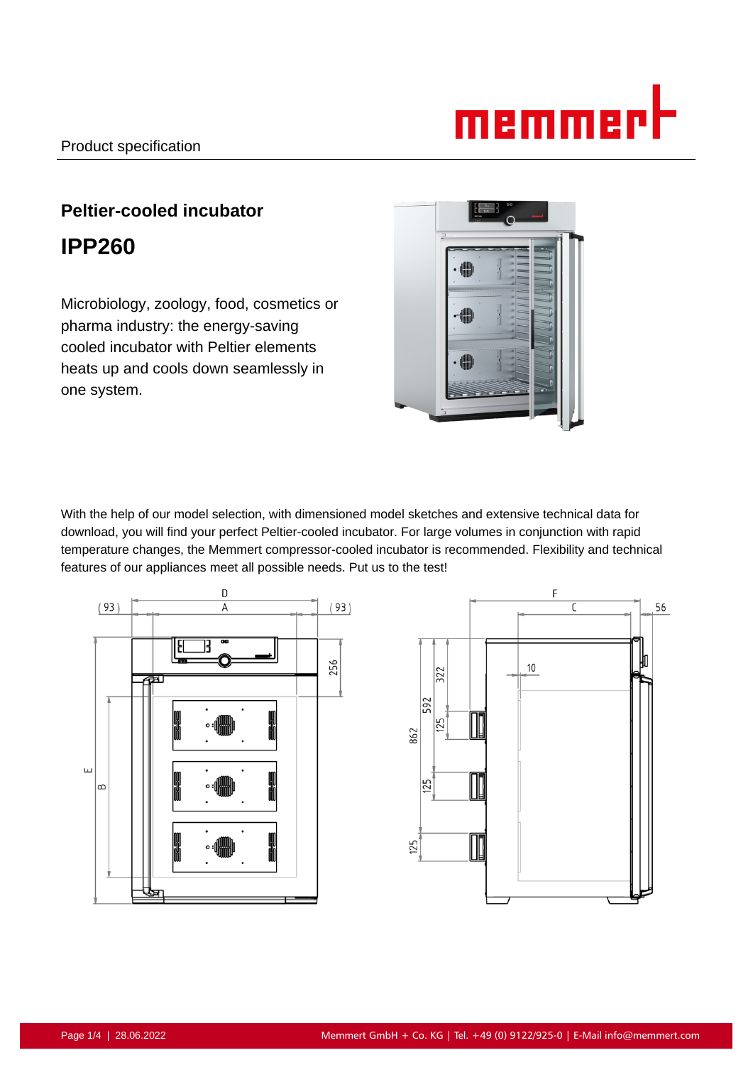Product specification

## Peltier-cooled incubator

# IPP260

Microbiology, zoology, food, cosmetics or pharma industry: the energy-saving cooled incubator with Peltier elements heats up and cools down seamlessly in one system.

With the help of our model selection, with dimensioned model sketches and extensive technical data for download, you will find your perfect Peltier-cooled incubator. For large volumes in conjunction with rapid temperature changes, the Memmert compressor-cooled incubator is recommended. Flexibility and technical features of our appliances meet all possible needs. Put us to the test!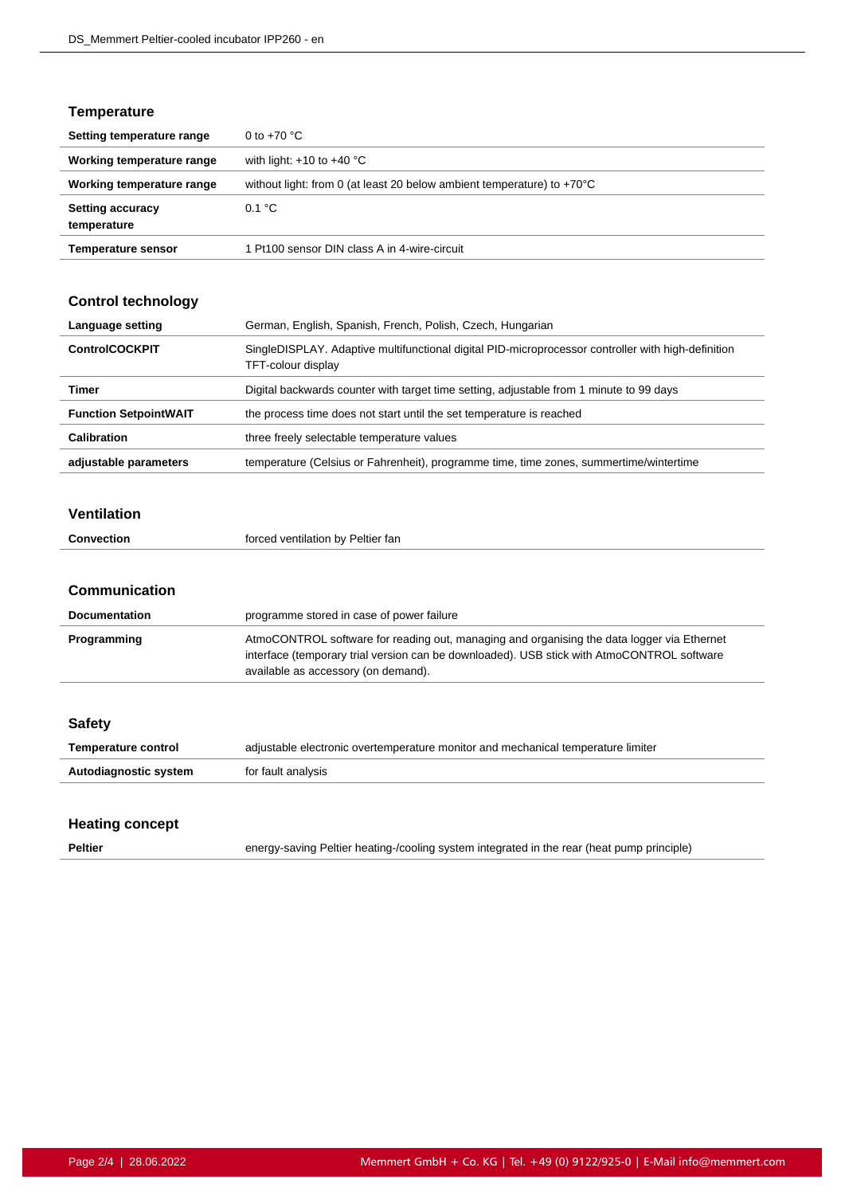## Temperature

| | |
|---|---|
| **Setting temperature range** | 0 to +70 °C |
| **Working temperature range** | with light: +10 to +40 °C |
| **Working temperature range** | without light: from 0 (at least 20 below ambient temperature) to +70°C |
| **Setting accuracy temperature** | 0.1 °C |
| **Temperature sensor** | 1 Pt100 sensor DIN class A in 4-wire-circuit |

## Control technology

| | |
|---|---|
| **Language setting** | German, English, Spanish, French, Polish, Czech, Hungarian |
| **ControlCOCKPIT** | SingleDISPLAY. Adaptive multifunctional digital PID-microprocessor controller with high-definition TFT-colour display |
| **Timer** | Digital backwards counter with target time setting, adjustable from 1 minute to 99 days |
| **Function SetpointWAIT** | the process time does not start until the set temperature is reached |
| **Calibration** | three freely selectable temperature values |
| **adjustable parameters** | temperature (Celsius or Fahrenheit), programme time, time zones, summertime/wintertime |

## Ventilation

| | |
|---|---|
| **Convection** | forced ventilation by Peltier fan |

## Communication

| | |
|---|---|
| **Documentation** | programme stored in case of power failure |
| **Programming** | AtmoCONTROL software for reading out, managing and organising the data logger via Ethernet interface (temporary trial version can be downloaded). USB stick with AtmoCONTROL software available as accessory (on demand). |

## Safety

| | |
|---|---|
| **Temperature control** | adjustable electronic overtemperature monitor and mechanical temperature limiter |
| **Autodiagnostic system** | for fault analysis |

## Heating concept

| | |
|---|---|
| **Peltier** | energy-saving Peltier heating-/cooling system integrated in the rear (heat pump principle) |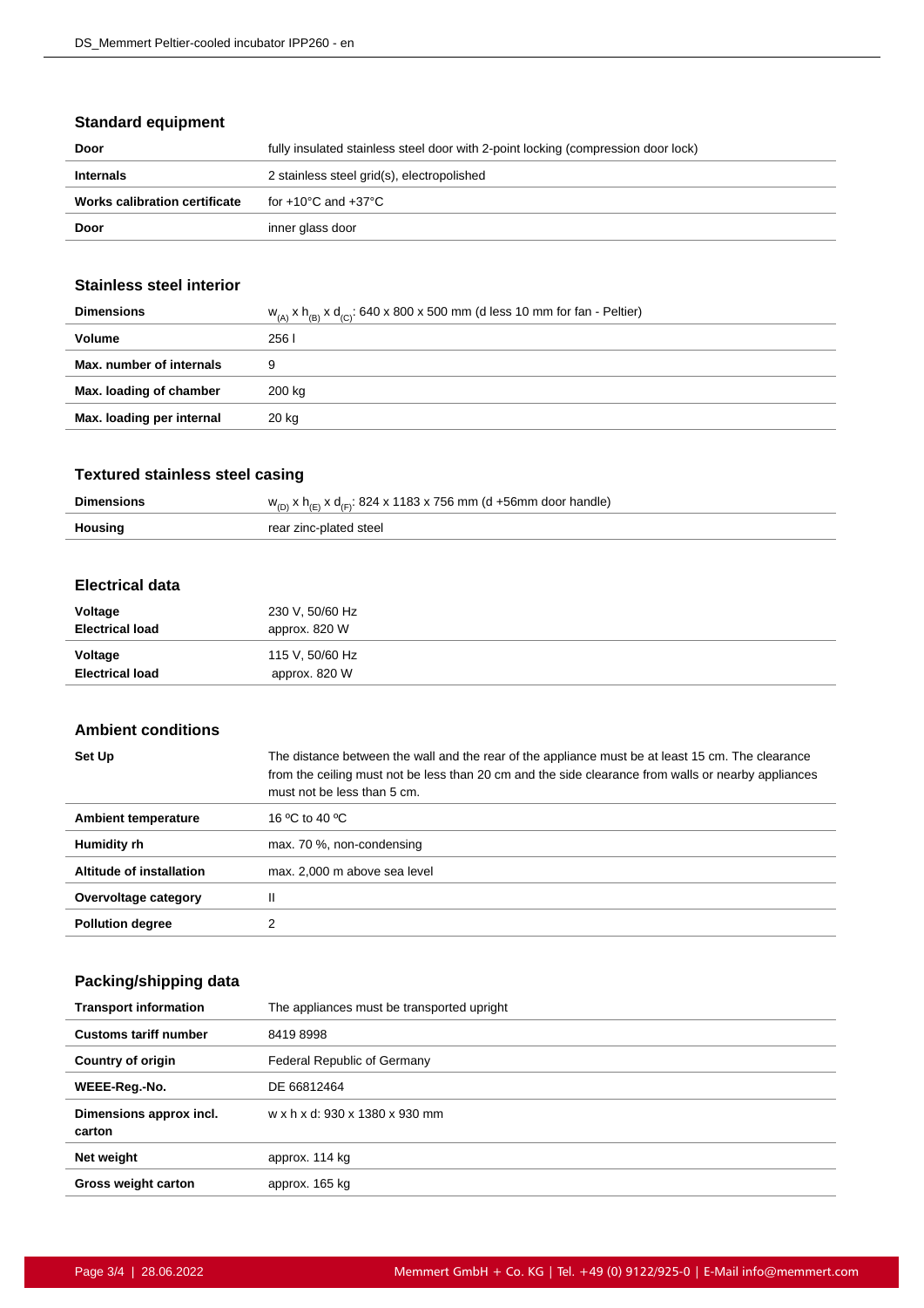## Standard equipment

| | |
|---|---|
| **Door** | fully insulated stainless steel door with 2-point locking (compression door lock) |
| **Internals** | 2 stainless steel grid(s), electropolished |
| **Works calibration certificate** | for +10°C and +37°C |
| **Door** | inner glass door |

## Stainless steel interior

| | |
|---|---|
| **Dimensions** | $w_{(A)}$ x $h_{(B)}$ x $d_{(C)}$: 640 x 800 x 500 mm (d less 10 mm for fan - Peltier) |
| **Volume** | 256 l |
| **Max. number of internals** | 9 |
| **Max. loading of chamber** | 200 kg |
| **Max. loading per internal** | 20 kg |

## Textured stainless steel casing

| | |
|---|---|
| **Dimensions** | $w_{(D)}$ x $h_{(E)}$ x $d_{(F)}$: 824 x 1183 x 756 mm (d +56mm door handle) |
| **Housing** | rear zinc-plated steel |

## Electrical data

| | |
|---|---|
| **Voltage**<br>**Electrical load** | 230 V, 50/60 Hz<br>approx. 820 W |
| **Voltage**<br>**Electrical load** | 115 V, 50/60 Hz<br>approx. 820 W |

## Ambient conditions

| | |
|---|---|
| **Set Up** | The distance between the wall and the rear of the appliance must be at least 15 cm. The clearance from the ceiling must not be less than 20 cm and the side clearance from walls or nearby appliances must not be less than 5 cm. |
| **Ambient temperature** | 16 ºC to 40 ºC |
| **Humidity rh** | max. 70 %, non-condensing |
| **Altitude of installation** | max. 2,000 m above sea level |
| **Overvoltage category** | II |
| **Pollution degree** | 2 |

## Packing/shipping data

| | |
|---|---|
| **Transport information** | The appliances must be transported upright |
| **Customs tariff number** | 8419 8998 |
| **Country of origin** | Federal Republic of Germany |
| **WEEE-Reg.-No.** | DE 66812464 |
| **Dimensions approx incl. carton** | w x h x d: 930 x 1380 x 930 mm |
| **Net weight** | approx. 114 kg |
| **Gross weight carton** | approx. 165 kg |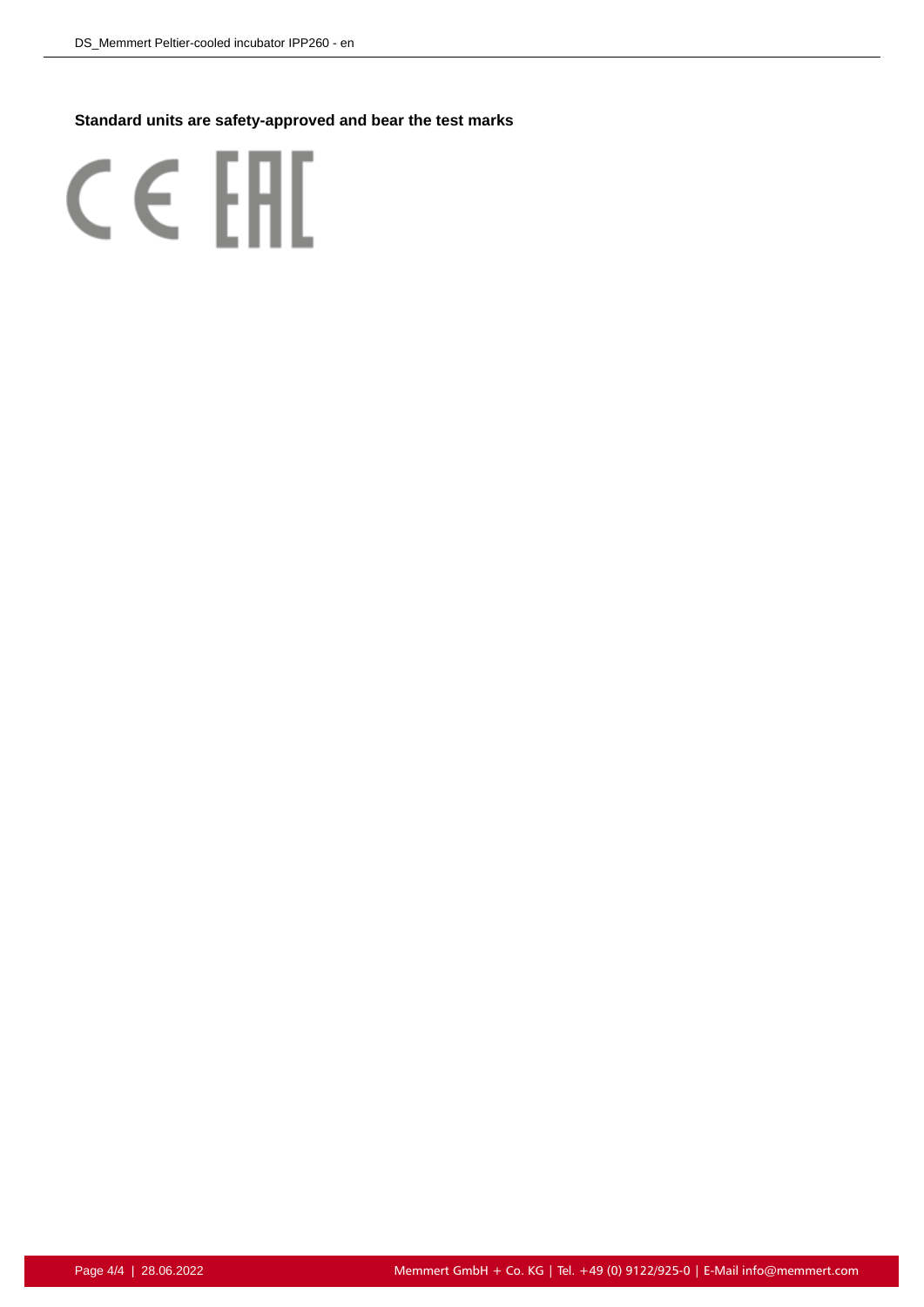**Standard units are safety-approved and bear the test marks**

CE EAC